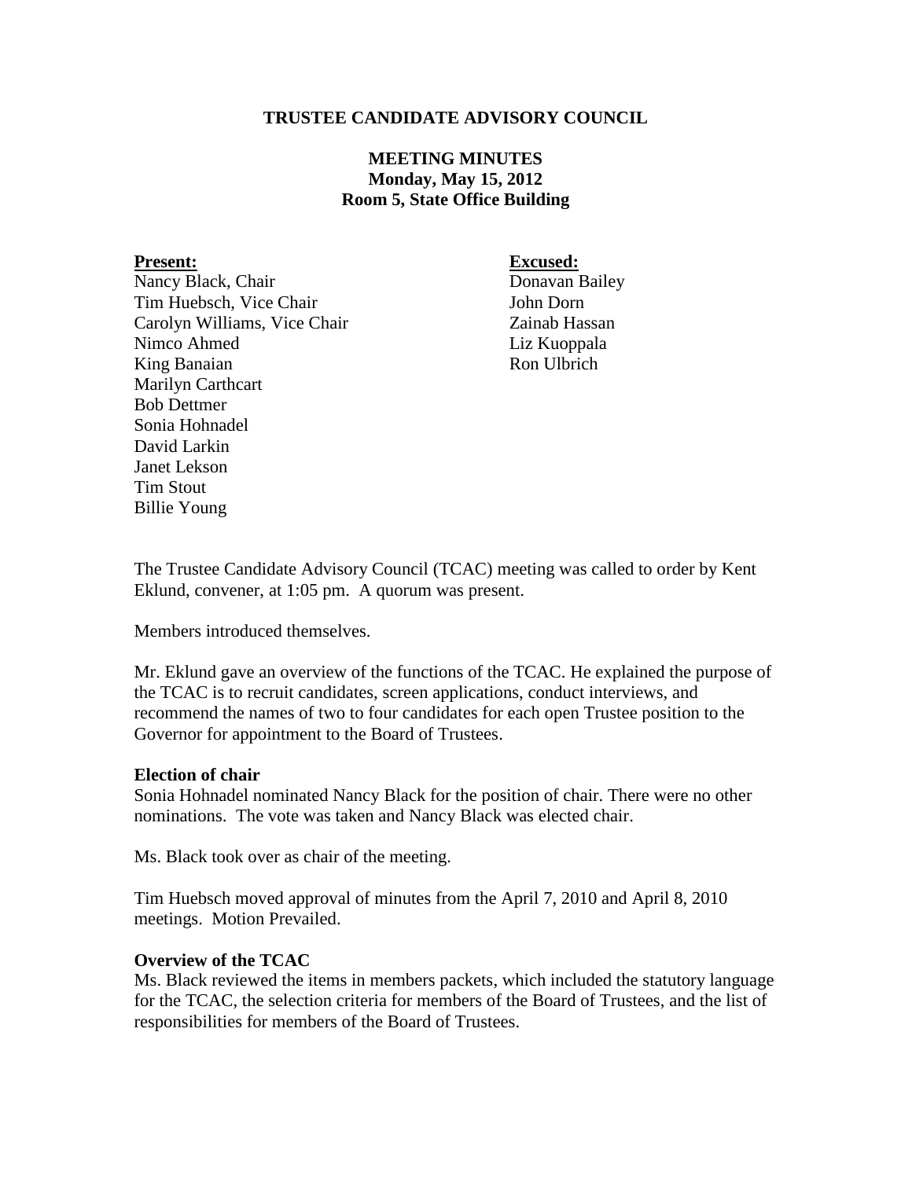**TRUSTEE CANDIDATE ADVISORY COUNCIL**

**MEETING MINUTES**
**Monday, May 15, 2012**
**Room 5, State Office Building**

**Present:**
Nancy Black, Chair
Tim Huebsch, Vice Chair
Carolyn Williams, Vice Chair
Nimco Ahmed
King Banaian
Marilyn Carthcart
Bob Dettmer
Sonia Hohnadel
David Larkin
Janet Lekson
Tim Stout
Billie Young

**Excused:**
Donavan Bailey
John Dorn
Zainab Hassan
Liz Kuoppala
Ron Ulbrich

The Trustee Candidate Advisory Council (TCAC) meeting was called to order by Kent Eklund, convener, at 1:05 pm. A quorum was present.

Members introduced themselves.

Mr. Eklund gave an overview of the functions of the TCAC. He explained the purpose of the TCAC is to recruit candidates, screen applications, conduct interviews, and recommend the names of two to four candidates for each open Trustee position to the Governor for appointment to the Board of Trustees.

**Election of chair**

Sonia Hohnadel nominated Nancy Black for the position of chair. There were no other nominations. The vote was taken and Nancy Black was elected chair.

Ms. Black took over as chair of the meeting.

Tim Huebsch moved approval of minutes from the April 7, 2010 and April 8, 2010 meetings. Motion Prevailed.

**Overview of the TCAC**

Ms. Black reviewed the items in members packets, which included the statutory language for the TCAC, the selection criteria for members of the Board of Trustees, and the list of responsibilities for members of the Board of Trustees.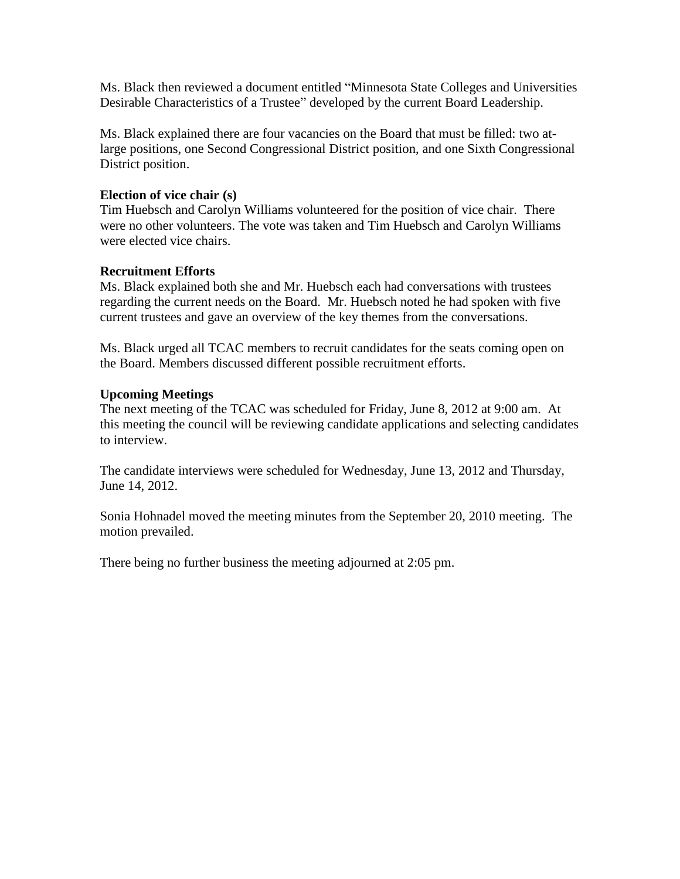Ms. Black then reviewed a document entitled "Minnesota State Colleges and Universities Desirable Characteristics of a Trustee" developed by the current Board Leadership.

Ms. Black explained there are four vacancies on the Board that must be filled: two at-large positions, one Second Congressional District position, and one Sixth Congressional District position.

**Election of vice chair (s)**

Tim Huebsch and Carolyn Williams volunteered for the position of vice chair. There were no other volunteers. The vote was taken and Tim Huebsch and Carolyn Williams were elected vice chairs.

**Recruitment Efforts**

Ms. Black explained both she and Mr. Huebsch each had conversations with trustees regarding the current needs on the Board. Mr. Huebsch noted he had spoken with five current trustees and gave an overview of the key themes from the conversations.

Ms. Black urged all TCAC members to recruit candidates for the seats coming open on the Board. Members discussed different possible recruitment efforts.

**Upcoming Meetings**

The next meeting of the TCAC was scheduled for Friday, June 8, 2012 at 9:00 am. At this meeting the council will be reviewing candidate applications and selecting candidates to interview.

The candidate interviews were scheduled for Wednesday, June 13, 2012 and Thursday, June 14, 2012.

Sonia Hohnadel moved the meeting minutes from the September 20, 2010 meeting. The motion prevailed.

There being no further business the meeting adjourned at 2:05 pm.